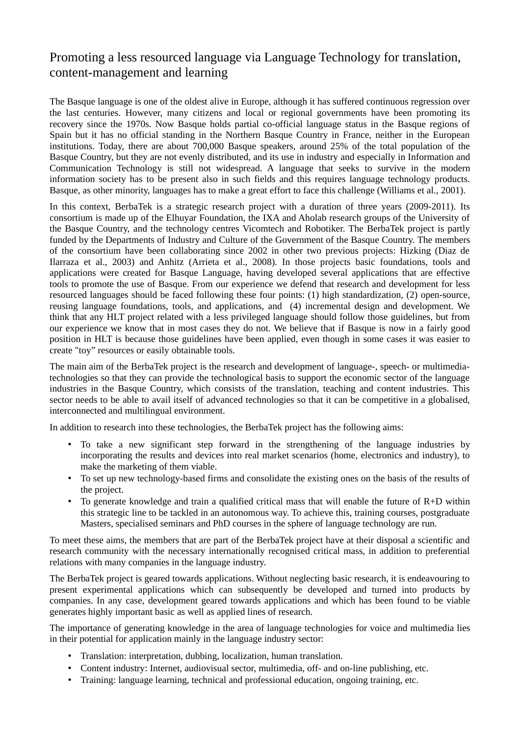# Promoting a less resourced language via Language Technology for translation, content-management and learning

The Basque language is one of the oldest alive in Europe, although it has suffered continuous regression over the last centuries. However, many citizens and local or regional governments have been promoting its recovery since the 1970s. Now Basque holds partial co-official language status in the Basque regions of Spain but it has no official standing in the Northern Basque Country in France, neither in the European institutions. Today, there are about 700,000 Basque speakers, around 25% of the total population of the Basque Country, but they are not evenly distributed, and its use in industry and especially in Information and Communication Technology is still not widespread. A language that seeks to survive in the modern information society has to be present also in such fields and this requires language technology products. Basque, as other minority, languages has to make a great effort to face this challenge (Williams et al., 2001).

In this context, BerbaTek is a strategic research project with a duration of three years (2009-2011). Its consortium is made up of the Elhuyar Foundation, the IXA and Aholab research groups of the University of the Basque Country, and the technology centres Vicomtech and Robotiker. The BerbaTek project is partly funded by the Departments of Industry and Culture of the Government of the Basque Country. The members of the consortium have been collaborating since 2002 in other two previous projects: Hizking (Diaz de Ilarraza et al., 2003) and Anhitz (Arrieta et al., 2008). In those projects basic foundations, tools and applications were created for Basque Language, having developed several applications that are effective tools to promote the use of Basque. From our experience we defend that research and development for less resourced languages should be faced following these four points: (1) high standardization, (2) open-source, reusing language foundations, tools, and applications, and (4) incremental design and development. We think that any HLT project related with a less privileged language should follow those guidelines, but from our experience we know that in most cases they do not. We believe that if Basque is now in a fairly good position in HLT is because those guidelines have been applied, even though in some cases it was easier to create "toy" resources or easily obtainable tools.

The main aim of the BerbaTek project is the research and development of language-, speech- or multimedia-technologies so that they can provide the technological basis to support the economic sector of the language industries in the Basque Country, which consists of the translation, teaching and content industries. This sector needs to be able to avail itself of advanced technologies so that it can be competitive in a globalised, interconnected and multilingual environment.

In addition to research into these technologies, the BerbaTek project has the following aims:

- To take a new significant step forward in the strengthening of the language industries by incorporating the results and devices into real market scenarios (home, electronics and industry), to make the marketing of them viable.
- To set up new technology-based firms and consolidate the existing ones on the basis of the results of the project.
- To generate knowledge and train a qualified critical mass that will enable the future of R+D within this strategic line to be tackled in an autonomous way. To achieve this, training courses, postgraduate Masters, specialised seminars and PhD courses in the sphere of language technology are run.

To meet these aims, the members that are part of the BerbaTek project have at their disposal a scientific and research community with the necessary internationally recognised critical mass, in addition to preferential relations with many companies in the language industry.

The BerbaTek project is geared towards applications. Without neglecting basic research, it is endeavouring to present experimental applications which can subsequently be developed and turned into products by companies. In any case, development geared towards applications and which has been found to be viable generates highly important basic as well as applied lines of research.

The importance of generating knowledge in the area of language technologies for voice and multimedia lies in their potential for application mainly in the language industry sector:

- Translation: interpretation, dubbing, localization, human translation.
- Content industry: Internet, audiovisual sector, multimedia, off- and on-line publishing, etc.
- Training: language learning, technical and professional education, ongoing training, etc.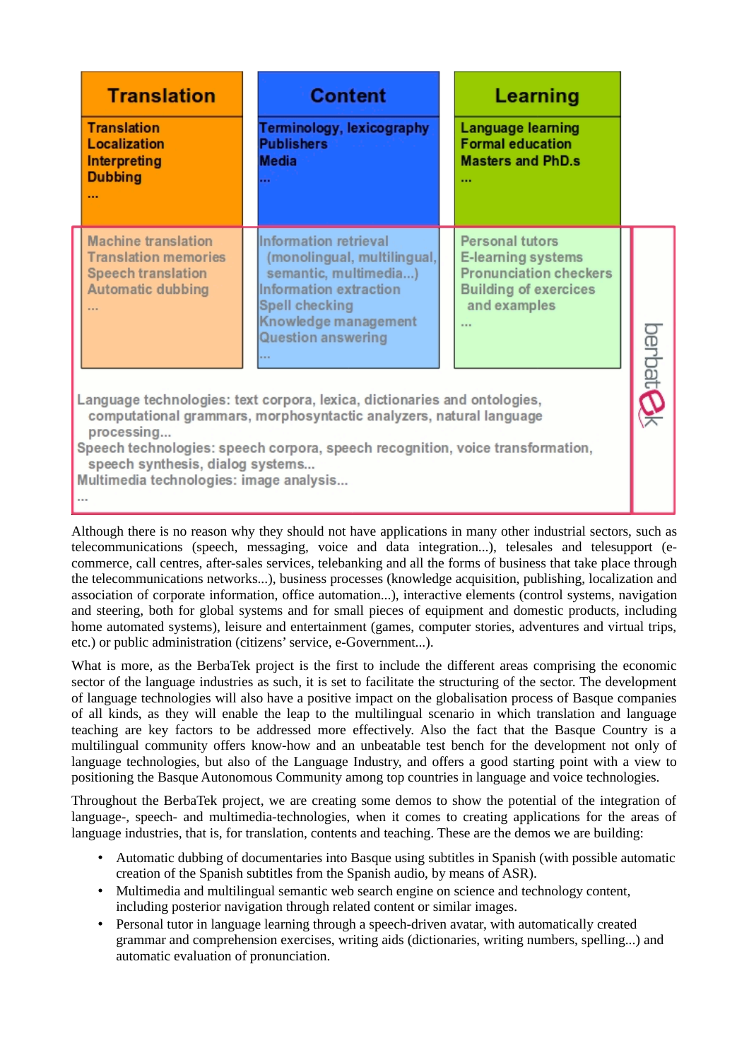| Translation | Content | Learning |
|---|---|---|
| Translation<br>Localization<br>Interpreting<br>Dubbing<br>... | Terminology, lexicography<br>Publishers<br>Media<br>... | Language learning<br>Formal education<br>Masters and PhD.s<br>... |
| Machine translation<br>Translation memories<br>Speech translation<br>Automatic dubbing<br>... | Information retrieval (monolingual, multilingual, semantic, multimedia...)<br>Information extraction<br>Spell checking<br>Knowledge management<br>Question answering<br>... | Personal tutors<br>E-learning systems<br>Pronunciation checkers<br>Building of exercices and examples<br>... |

Language technologies: text corpora, lexica, dictionaries and ontologies, computational grammars, morphosyntactic analyzers, natural language processing...
Speech technologies: speech corpora, speech recognition, voice transformation, speech synthesis, dialog systems...
Multimedia technologies: image analysis...
...

berbatek

Although there is no reason why they should not have applications in many other industrial sectors, such as telecommunications (speech, messaging, voice and data integration...), telesales and telesupport (e-commerce, call centres, after-sales services, telebanking and all the forms of business that take place through the telecommunications networks...), business processes (knowledge acquisition, publishing, localization and association of corporate information, office automation...), interactive elements (control systems, navigation and steering, both for global systems and for small pieces of equipment and domestic products, including home automated systems), leisure and entertainment (games, computer stories, adventures and virtual trips, etc.) or public administration (citizens' service, e-Government...).

What is more, as the BerbaTek project is the first to include the different areas comprising the economic sector of the language industries as such, it is set to facilitate the structuring of the sector. The development of language technologies will also have a positive impact on the globalisation process of Basque companies of all kinds, as they will enable the leap to the multilingual scenario in which translation and language teaching are key factors to be addressed more effectively. Also the fact that the Basque Country is a multilingual community offers know-how and an unbeatable test bench for the development not only of language technologies, but also of the Language Industry, and offers a good starting point with a view to positioning the Basque Autonomous Community among top countries in language and voice technologies.

Throughout the BerbaTek project, we are creating some demos to show the potential of the integration of language-, speech- and multimedia-technologies, when it comes to creating applications for the areas of language industries, that is, for translation, contents and teaching. These are the demos we are building:

- Automatic dubbing of documentaries into Basque using subtitles in Spanish (with possible automatic creation of the Spanish subtitles from the Spanish audio, by means of ASR).
- Multimedia and multilingual semantic web search engine on science and technology content, including posterior navigation through related content or similar images.
- Personal tutor in language learning through a speech-driven avatar, with automatically created grammar and comprehension exercises, writing aids (dictionaries, writing numbers, spelling...) and automatic evaluation of pronunciation.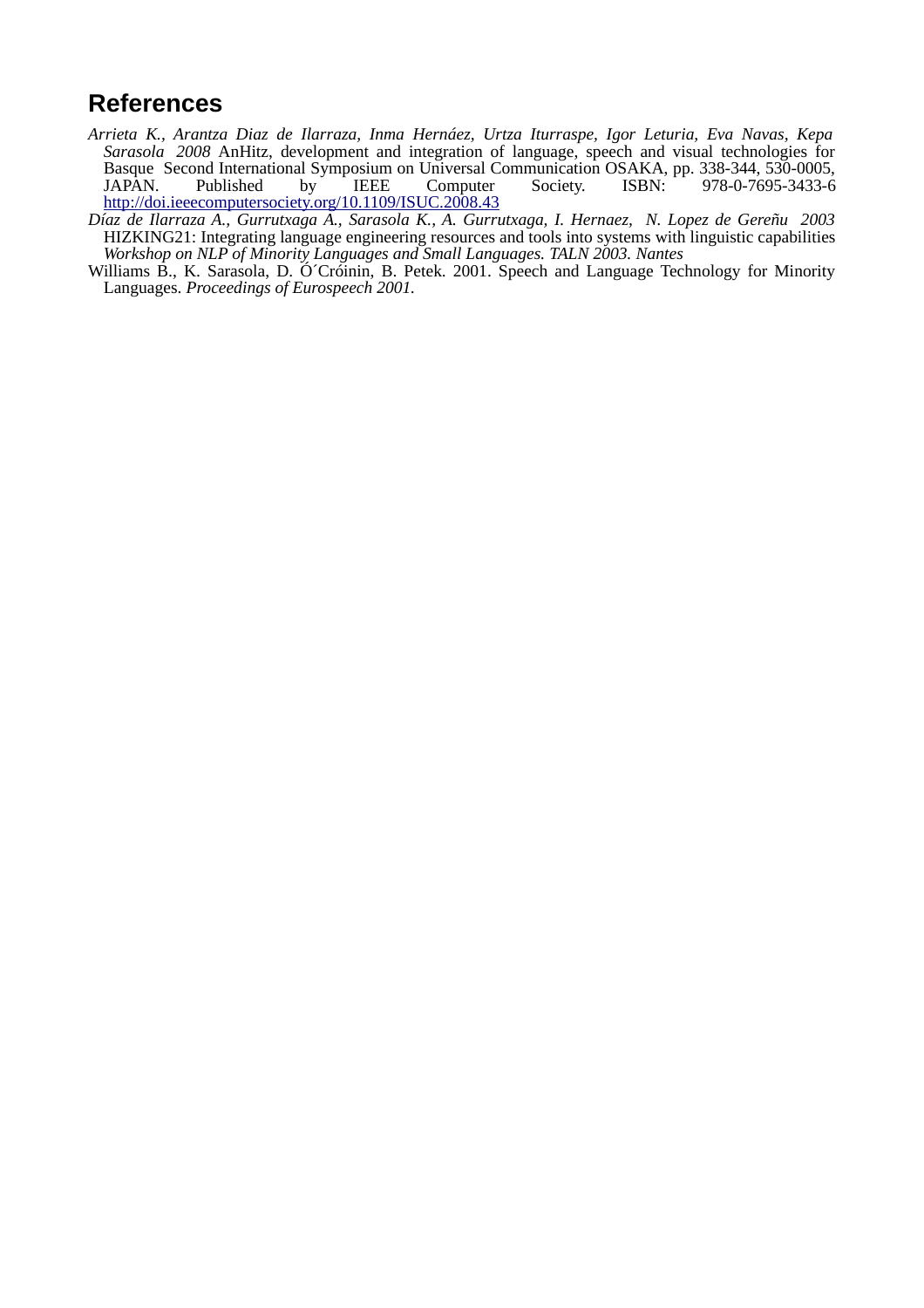## References

*Arrieta K., Arantza Diaz de Ilarraza, Inma Hernáez, Urtza Iturraspe, Igor Leturia, Eva Navas, Kepa Sarasola 2008* AnHitz, development and integration of language, speech and visual technologies for Basque Second International Symposium on Universal Communication OSAKA, pp. 338-344, 530-0005, JAPAN. Published by IEEE Computer Society. ISBN: 978-0-7695-3433-6 [http://doi.ieeecomputersociety.org/10.1109/ISUC.2008.43](http://doi.ieeecomputersociety.org/10.1109/ISUC.2008.43)

*Díaz de Ilarraza A., Gurrutxaga A., Sarasola K., A. Gurrutxaga, I. Hernaez, N. Lopez de Gereñu 2003* HIZKING21: Integrating language engineering resources and tools into systems with linguistic capabilities *Workshop on NLP of Minority Languages and Small Languages. TALN 2003. Nantes*

Williams B., K. Sarasola, D. Ó´Cróinin, B. Petek. 2001. Speech and Language Technology for Minority Languages. *Proceedings of Eurospeech 2001.*